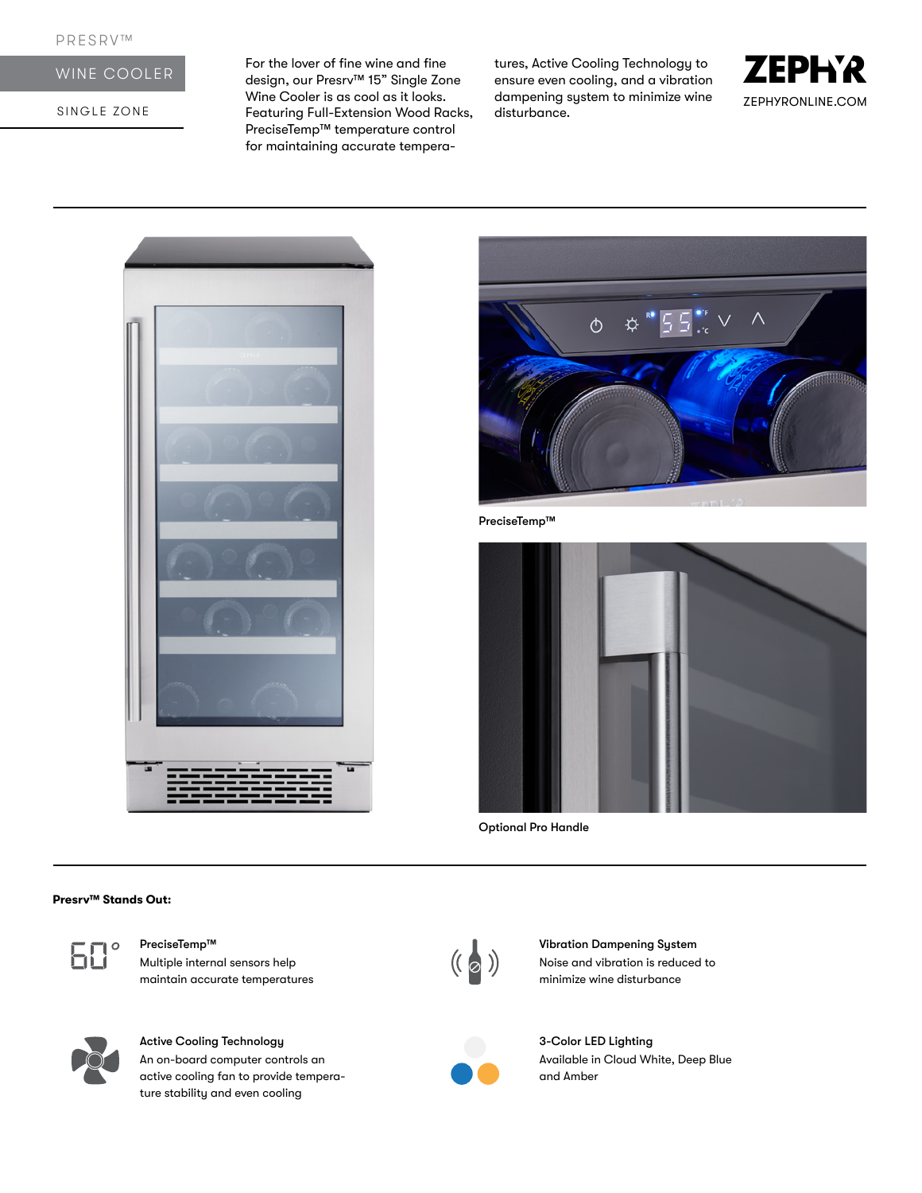PRESRV™

# WINE COOLER

SINGLE ZONE

For the lover of fine wine and fine design, our Presrv™ 15" Single Zone Wine Cooler is as cool as it looks. Featuring Full-Extension Wood Racks, PreciseTemp™ temperature control for maintaining accurate temperatures, Active Cooling Technology to ensure even cooling, and a vibration dampening system to minimize wine disturbance.

ZEPHYR

ZEPHYRONLINE.COM

PreciseTemp™

Optional Pro Handle

**Presrv™ Stands Out:**

**PreciseTemp™**
Multiple internal sensors help maintain accurate temperatures

**Vibration Dampening System**
Noise and vibration is reduced to minimize wine disturbance

**Active Cooling Technology**
An on-board computer controls an active cooling fan to provide temperature stability and even cooling

**3-Color LED Lighting**
Available in Cloud White, Deep Blue and Amber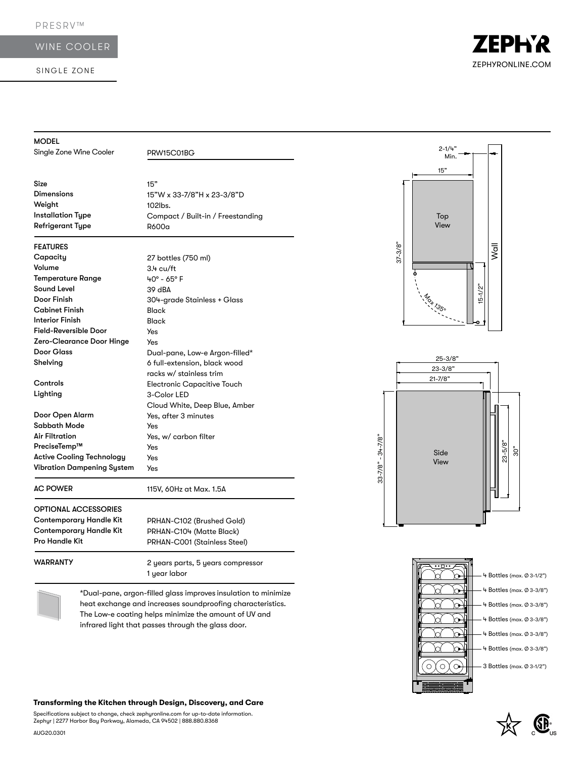PRESRV™

WINE COOLER

SINGLE ZONE

ZEPHYR
ZEPHYRONLINE.COM

| MODEL | |
|---|---|
| Single Zone Wine Cooler | PRW15C01BG |
| Size | 15" |
| Dimensions | 15"W x 33-7/8"H x 23-3/8"D |
| Weight | 102lbs. |
| Installation Type | Compact / Built-in / Freestanding |
| Refrigerant Type | R600a |

| FEATURES | |
|---|---|
| Capacity | 27 bottles (750 ml) |
| Volume | 3.4 cu/ft |
| Temperature Range | 40° - 65° F |
| Sound Level | 39 dBA |
| Door Finish | 304-grade Stainless + Glass |
| Cabinet Finish | Black |
| Interior Finish | Black |
| Field-Reversible Door | Yes |
| Zero-Clearance Door Hinge | Yes |
| Door Glass | Dual-pane, Low-e Argon-filled* |
| Shelving | 6 full-extension, black wood racks w/ stainless trim |
| Controls | Electronic Capacitive Touch |
| Lighting | 3-Color LED Cloud White, Deep Blue, Amber |
| Door Open Alarm | Yes, after 3 minutes |
| Sabbath Mode | Yes |
| Air Filtration | Yes, w/ carbon filter |
| PreciseTemp™ | Yes |
| Active Cooling Technology | Yes |
| Vibration Dampening System | Yes |

| AC POWER | 115V, 60Hz at Max. 1.5A |
|---|---|

| OPTIONAL ACCESSORIES | |
|---|---|
| Contemporary Handle Kit | PRHAN-C102 (Brushed Gold) |
| Contemporary Handle Kit | PRHAN-C104 (Matte Black) |
| Pro Handle Kit | PRHAN-C001 (Stainless Steel) |

| WARRANTY | 2 years parts, 5 years compressor 1 year labor |
|---|---|

*Dual-pane, argon-filled glass improves insulation to minimize heat exchange and increases soundproofing characteristics. The Low-e coating helps minimize the amount of UV and infrared light that passes through the glass door.

2-1/4" Min.
15"
Top View
Wall
37-3/8"
15-1/2"
Max 135°

25-3/8"
23-3/8"
21-7/8"
Side View
33-7/8" - 34-7/8"
23-5/8"
30"

4 Bottles (max. Ø 3-1/2")
4 Bottles (max. Ø 3-3/8")
4 Bottles (max. Ø 3-3/8")
4 Bottles (max. Ø 3-3/8")
4 Bottles (max. Ø 3-3/8")
4 Bottles (max. Ø 3-3/8")
3 Bottles (max. Ø 3-1/2")

**Transforming the Kitchen through Design, Discovery, and Care**

Specifications subject to change, check zephyronline.com for up-to-date information.
Zephyr | 2277 Harbor Bay Parkway, Alameda, CA 94502 | 888.880.8368

AUG20.0301